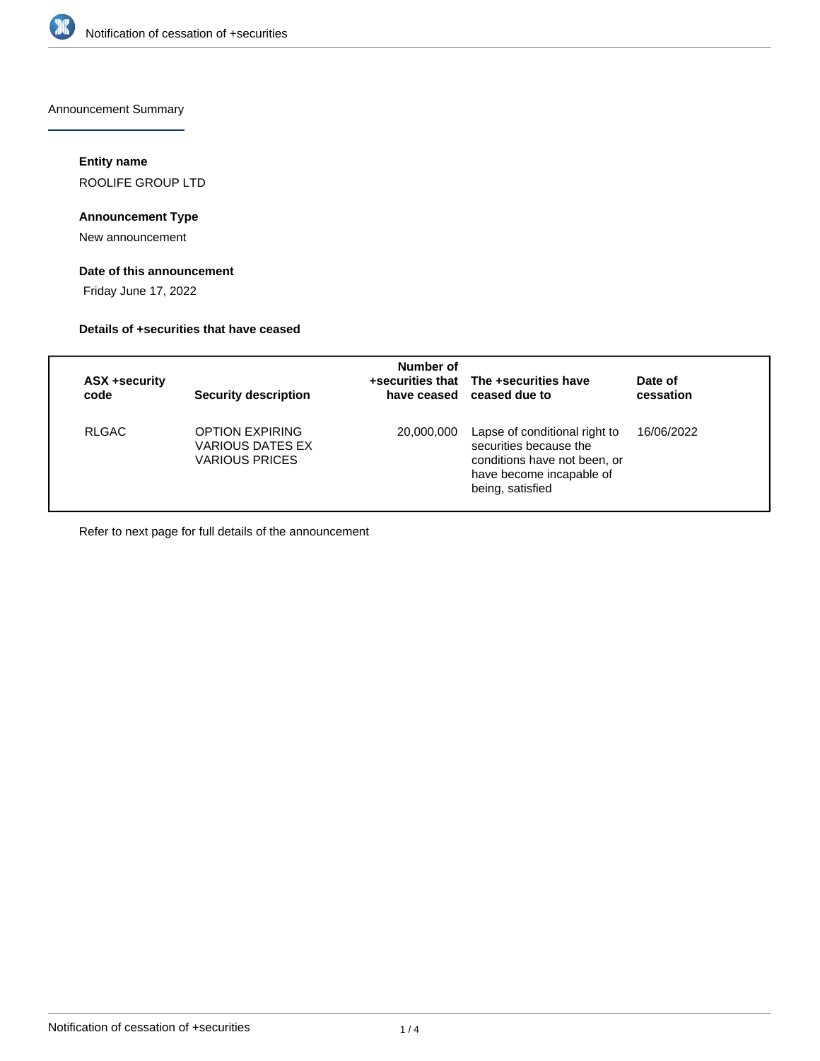Notification of cessation of +securities

## Announcement Summary

### Entity name

ROOLIFE GROUP LTD

### Announcement Type

New announcement

### Date of this announcement

Friday June 17, 2022

### Details of +securities that have ceased

| ASX +security code | Security description | Number of +securities that have ceased | The +securities have ceased due to | Date of cessation |
|---|---|---|---|---|
| RLGAC | OPTION EXPIRING VARIOUS DATES EX VARIOUS PRICES | 20,000,000 | Lapse of conditional right to securities because the conditions have not been, or have become incapable of being, satisfied | 16/06/2022 |

Refer to next page for full details of the announcement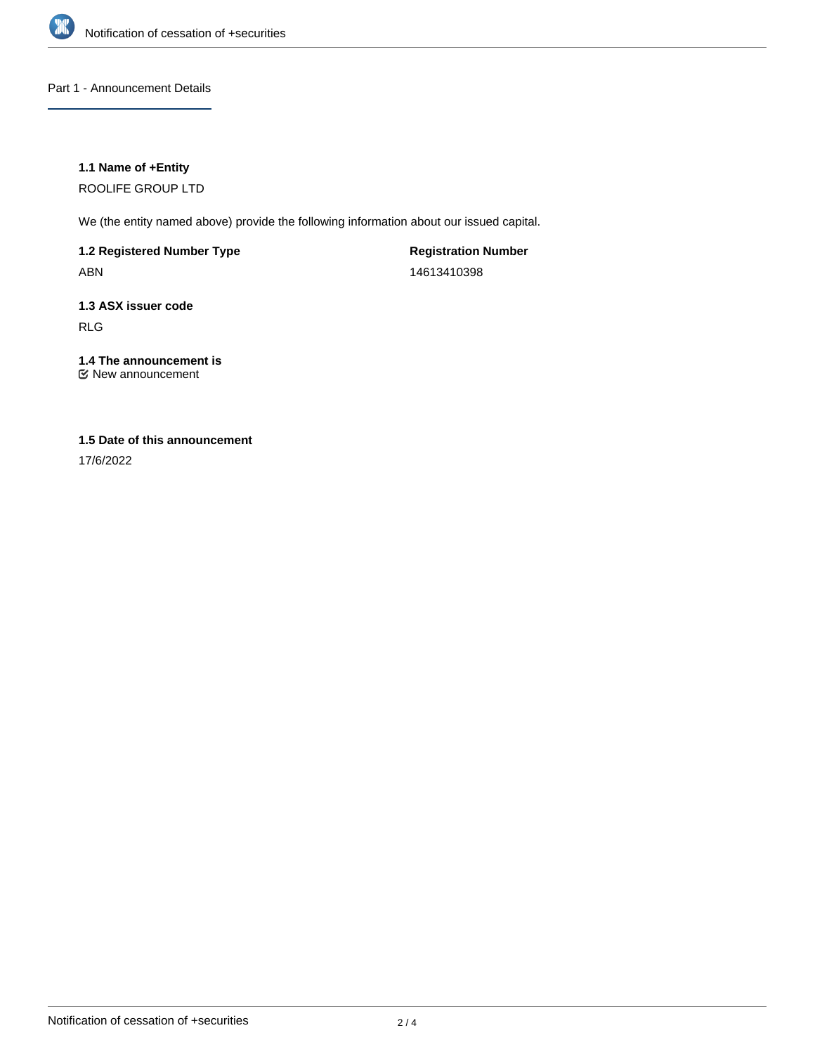## Part 1 - Announcement Details

### 1.1 Name of +Entity

ROOLIFE GROUP LTD

We (the entity named above) provide the following information about our issued capital.

**1.2 Registered Number Type**

ABN

**Registration Number**

14613410398

### 1.3 ASX issuer code

RLG

### 1.4 The announcement is

☑ New announcement

### 1.5 Date of this announcement

17/6/2022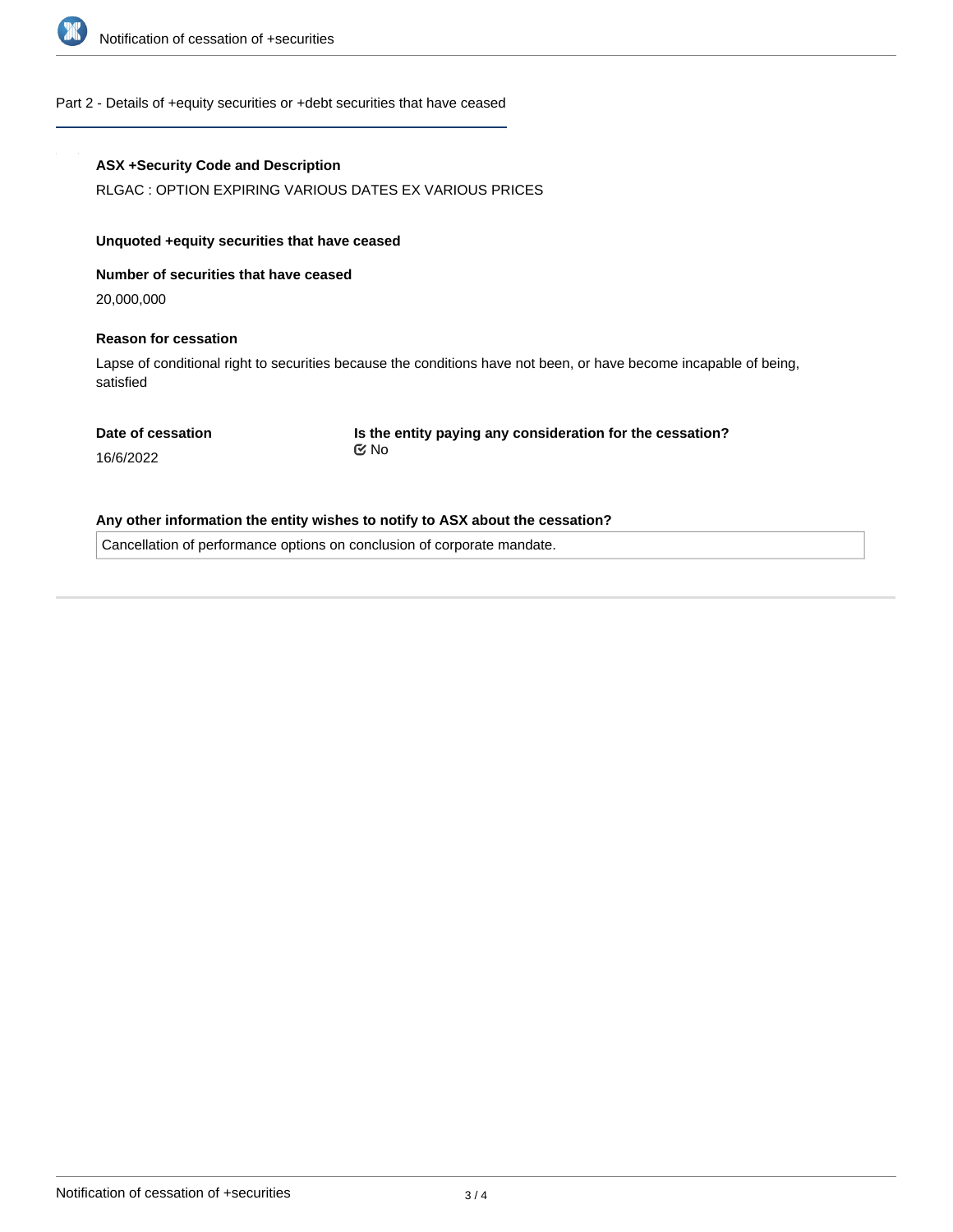## Part 2 - Details of +equity securities or +debt securities that have ceased

**ASX +Security Code and Description**

RLGAC : OPTION EXPIRING VARIOUS DATES EX VARIOUS PRICES

**Unquoted +equity securities that have ceased**

**Number of securities that have ceased**

20,000,000

**Reason for cessation**

Lapse of conditional right to securities because the conditions have not been, or have become incapable of being, satisfied

**Date of cessation**

16/6/2022

**Is the entity paying any consideration for the cessation?**

☑ No

**Any other information the entity wishes to notify to ASX about the cessation?**

Cancellation of performance options on conclusion of corporate mandate.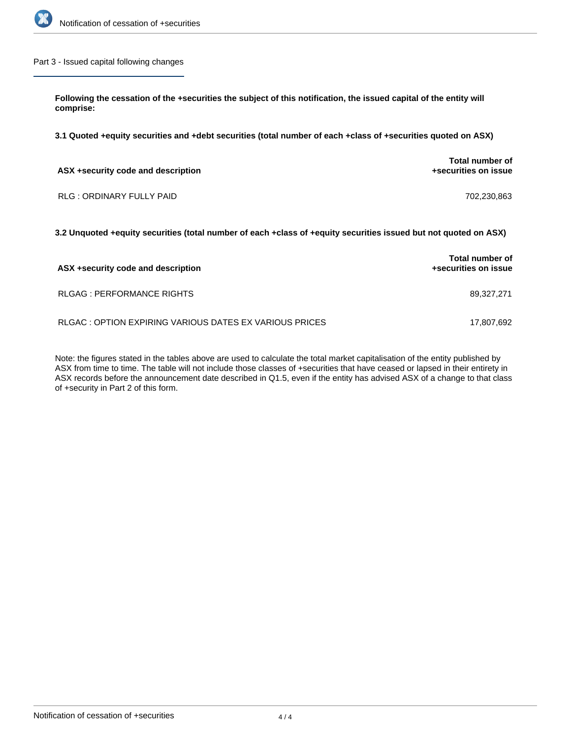## Part 3 - Issued capital following changes

**Following the cessation of the +securities the subject of this notification, the issued capital of the entity will comprise:**

**3.1 Quoted +equity securities and +debt securities (total number of each +class of +securities quoted on ASX)**

| ASX +security code and description | Total number of +securities on issue |
| --- | --- |
| RLG : ORDINARY FULLY PAID | 702,230,863 |

**3.2 Unquoted +equity securities (total number of each +class of +equity securities issued but not quoted on ASX)**

| ASX +security code and description | Total number of +securities on issue |
| --- | --- |
| RLGAG : PERFORMANCE RIGHTS | 89,327,271 |
| RLGAC : OPTION EXPIRING VARIOUS DATES EX VARIOUS PRICES | 17,807,692 |

Note: the figures stated in the tables above are used to calculate the total market capitalisation of the entity published by ASX from time to time. The table will not include those classes of +securities that have ceased or lapsed in their entirety in ASX records before the announcement date described in Q1.5, even if the entity has advised ASX of a change to that class of +security in Part 2 of this form.